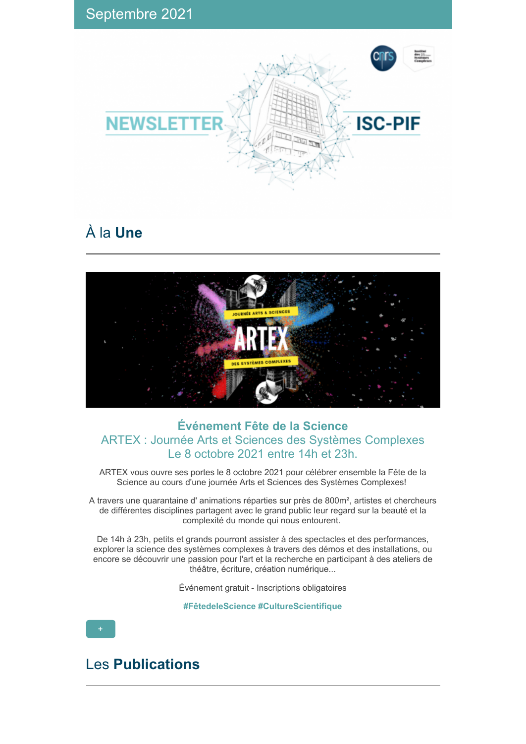Septembre 2021

NEWSLETTER ISC-PIF

## À la **Une**

---

### Événement Fête de la Science

ARTEX : Journée Arts et Sciences des Systèmes Complexes
Le 8 octobre 2021 entre 14h et 23h.

ARTEX vous ouvre ses portes le 8 octobre 2021 pour célébrer ensemble la Fête de la Science au cours d'une journée Arts et Sciences des Systèmes Complexes!

A travers une quarantaine d' animations réparties sur près de 800m², artistes et chercheurs de différentes disciplines partagent avec le grand public leur regard sur la beauté et la complexité du monde qui nous entourent.

De 14h à 23h, petits et grands pourront assister à des spectacles et des performances, explorer la science des systèmes complexes à travers des démos et des installations, ou encore se découvrir une passion pour l'art et la recherche en participant à des ateliers de théâtre, écriture, création numérique...

Événement gratuit - Inscriptions obligatoires

**#FêtedeleScience #CultureScientifique**

+

## Les **Publications**

---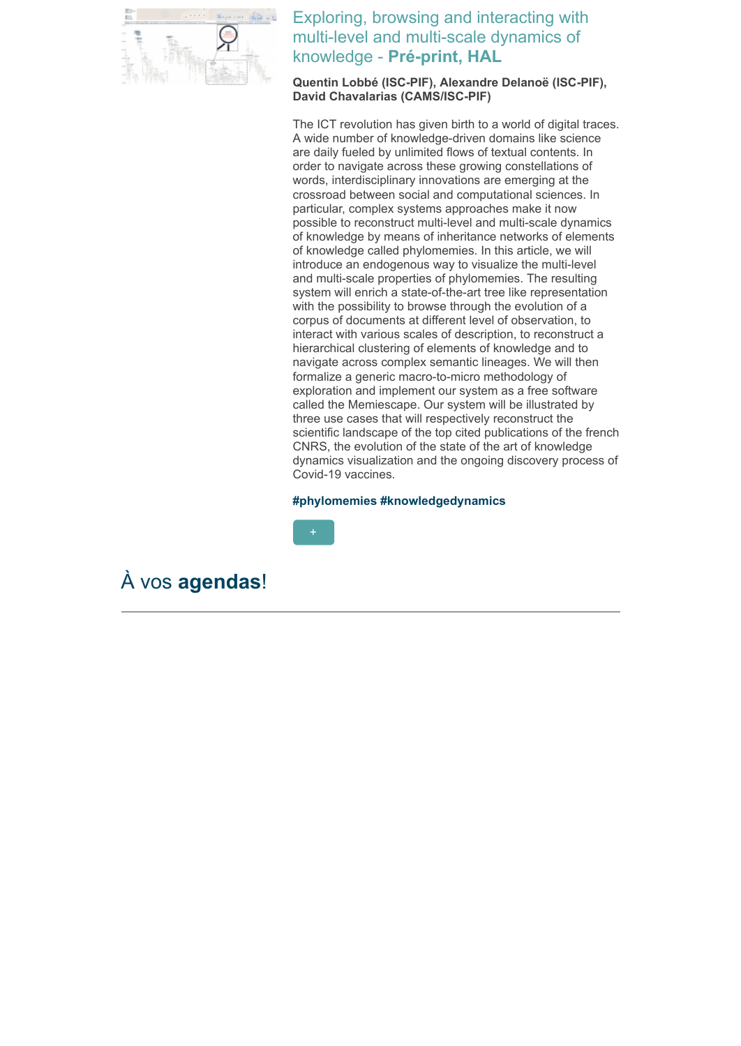### Exploring, browsing and interacting with multi-level and multi-scale dynamics of knowledge - **Pré-print, HAL**

**Quentin Lobbé (ISC-PIF), Alexandre Delanoë (ISC-PIF), David Chavalarias (CAMS/ISC-PIF)**

The ICT revolution has given birth to a world of digital traces. A wide number of knowledge-driven domains like science are daily fueled by unlimited flows of textual contents. In order to navigate across these growing constellations of words, interdisciplinary innovations are emerging at the crossroad between social and computational sciences. In particular, complex systems approaches make it now possible to reconstruct multi-level and multi-scale dynamics of knowledge by means of inheritance networks of elements of knowledge called phylomemies. In this article, we will introduce an endogenous way to visualize the multi-level and multi-scale properties of phylomemies. The resulting system will enrich a state-of-the-art tree like representation with the possibility to browse through the evolution of a corpus of documents at different level of observation, to interact with various scales of description, to reconstruct a hierarchical clustering of elements of knowledge and to navigate across complex semantic lineages. We will then formalize a generic macro-to-micro methodology of exploration and implement our system as a free software called the Memiescape. Our system will be illustrated by three use cases that will respectively reconstruct the scientific landscape of the top cited publications of the french CNRS, the evolution of the state of the art of knowledge dynamics visualization and the ongoing discovery process of Covid-19 vaccines.

**#phylomemies #knowledgedynamics**

+

## À vos **agendas**!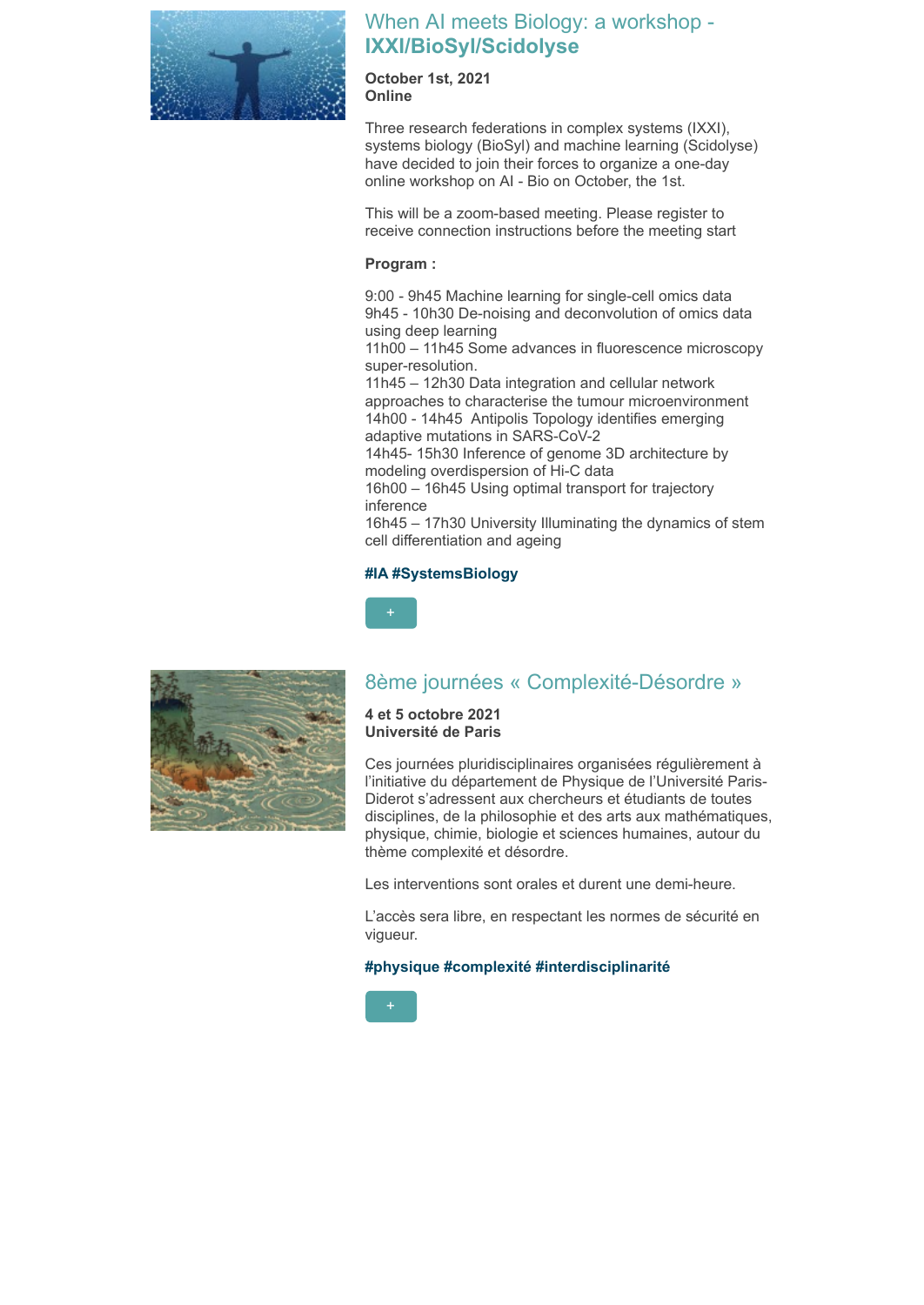## When AI meets Biology: a workshop - **IXXI/BioSyl/Scidolyse**

**October 1st, 2021**
**Online**

Three research federations in complex systems (IXXI), systems biology (BioSyl) and machine learning (Scidolyse) have decided to join their forces to organize a one-day online workshop on AI - Bio on October, the 1st.

This will be a zoom-based meeting. Please register to receive connection instructions before the meeting start

**Program :**

9:00 - 9h45 Machine learning for single-cell omics data
9h45 - 10h30 De-noising and deconvolution of omics data using deep learning
11h00 – 11h45 Some advances in fluorescence microscopy super-resolution.
11h45 – 12h30 Data integration and cellular network approaches to characterise the tumour microenvironment
14h00 - 14h45 Antipolis Topology identifies emerging adaptive mutations in SARS-CoV-2
14h45- 15h30 Inference of genome 3D architecture by modeling overdispersion of Hi-C data
16h00 – 16h45 Using optimal transport for trajectory inference
16h45 – 17h30 University Illuminating the dynamics of stem cell differentiation and ageing

**#IA #SystemsBiology**

+

## 8ème journées « Complexité-Désordre »

**4 et 5 octobre 2021**
**Université de Paris**

Ces journées pluridisciplinaires organisées régulièrement à l'initiative du département de Physique de l'Université Paris-Diderot s'adressent aux chercheurs et étudiants de toutes disciplines, de la philosophie et des arts aux mathématiques, physique, chimie, biologie et sciences humaines, autour du thème complexité et désordre.

Les interventions sont orales et durent une demi-heure.

L'accès sera libre, en respectant les normes de sécurité en vigueur.

**#physique #complexité #interdisciplinarité**

+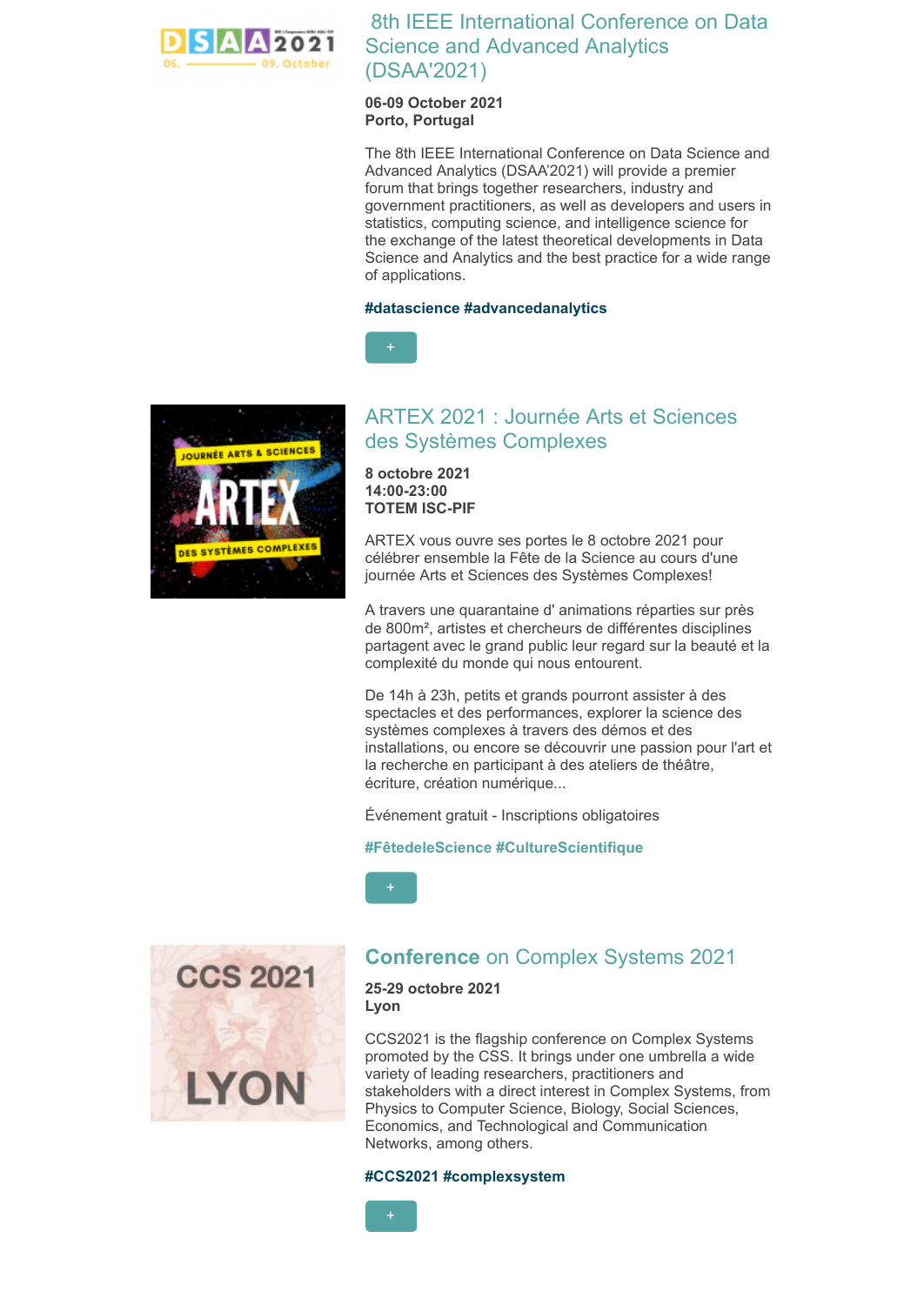## 8th IEEE International Conference on Data Science and Advanced Analytics (DSAA'2021)

**06-09 October 2021**
**Porto, Portugal**

The 8th IEEE International Conference on Data Science and Advanced Analytics (DSAA'2021) will provide a premier forum that brings together researchers, industry and government practitioners, as well as developers and users in statistics, computing science, and intelligence science for the exchange of the latest theoretical developments in Data Science and Analytics and the best practice for a wide range of applications.

**#datascience #advancedanalytics**

+

## ARTEX 2021 : Journée Arts et Sciences des Systèmes Complexes

**8 octobre 2021**
**14:00-23:00**
**TOTEM ISC-PIF**

ARTEX vous ouvre ses portes le 8 octobre 2021 pour célébrer ensemble la Fête de la Science au cours d'une journée Arts et Sciences des Systèmes Complexes!

A travers une quarantaine d' animations réparties sur près de 800m², artistes et chercheurs de différentes disciplines partagent avec le grand public leur regard sur la beauté et la complexité du monde qui nous entourent.

De 14h à 23h, petits et grands pourront assister à des spectacles et des performances, explorer la science des systèmes complexes à travers des démos et des installations, ou encore se découvrir une passion pour l'art et la recherche en participant à des ateliers de théâtre, écriture, création numérique...

Événement gratuit - Inscriptions obligatoires

**#FêtedeleScience #CultureScientifique**

+

## **Conference** on Complex Systems 2021

**25-29 octobre 2021**
**Lyon**

CCS2021 is the flagship conference on Complex Systems promoted by the CSS. It brings under one umbrella a wide variety of leading researchers, practitioners and stakeholders with a direct interest in Complex Systems, from Physics to Computer Science, Biology, Social Sciences, Economics, and Technological and Communication Networks, among others.

**#CCS2021 #complexsystem**

+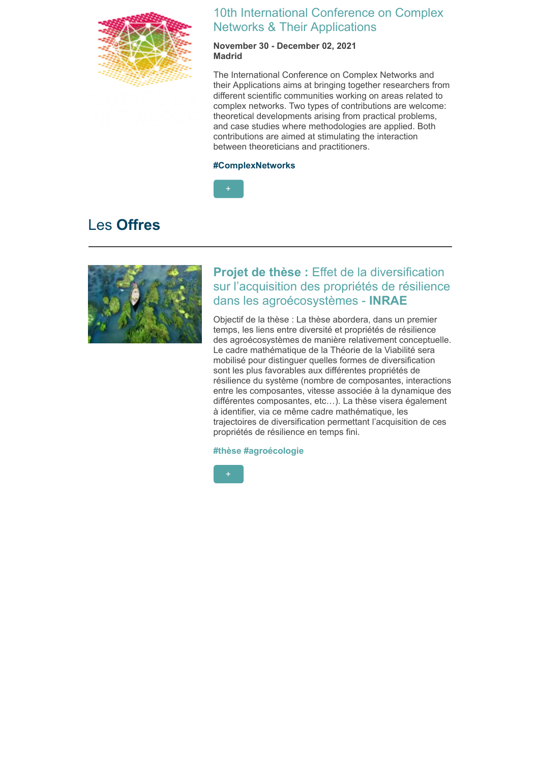### 10th International Conference on Complex Networks & Their Applications

**November 30 - December 02, 2021**
**Madrid**

The International Conference on Complex Networks and their Applications aims at bringing together researchers from different scientific communities working on areas related to complex networks. Two types of contributions are welcome: theoretical developments arising from practical problems, and case studies where methodologies are applied. Both contributions are aimed at stimulating the interaction between theoreticians and practitioners.

**#ComplexNetworks**

+

## Les **Offres**

---

### **Projet de thèse :** Effet de la diversification sur l’acquisition des propriétés de résilience dans les agroécosystèmes - **INRAE**

Objectif de la thèse : La thèse abordera, dans un premier temps, les liens entre diversité et propriétés de résilience des agroécosystèmes de manière relativement conceptuelle. Le cadre mathématique de la Théorie de la Viabilité sera mobilisé pour distinguer quelles formes de diversification sont les plus favorables aux différentes propriétés de résilience du système (nombre de composantes, interactions entre les composantes, vitesse associée à la dynamique des différentes composantes, etc…). La thèse visera également à identifier, via ce même cadre mathématique, les trajectoires de diversification permettant l’acquisition de ces propriétés de résilience en temps fini.

**#thèse #agroécologie**

+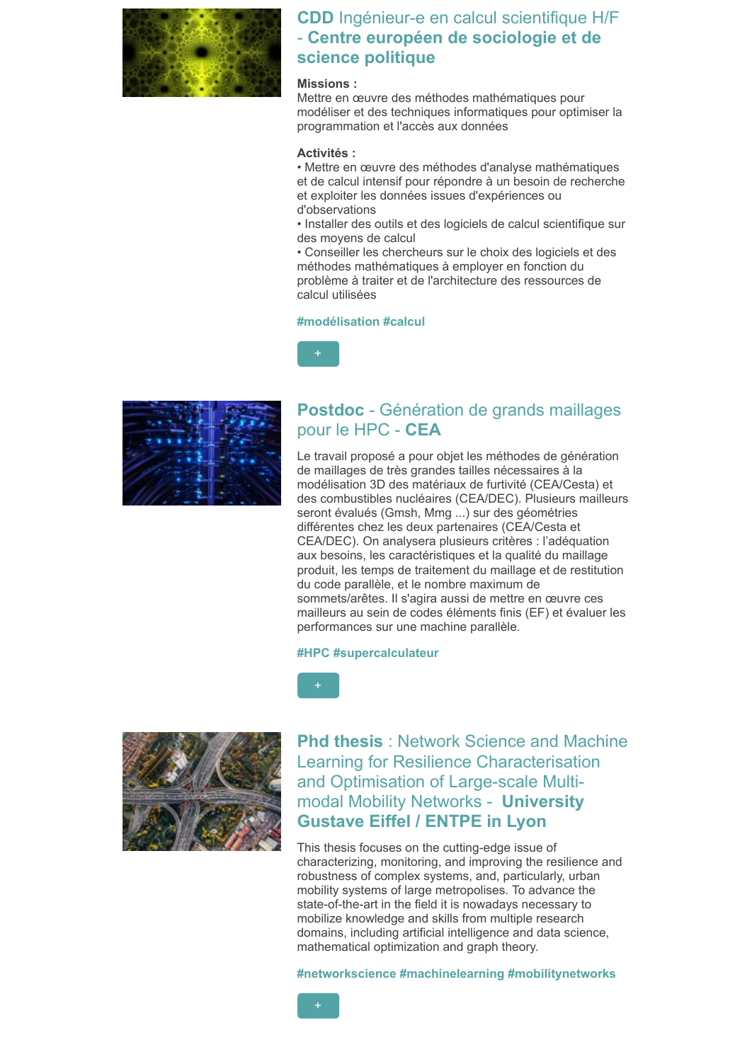## **CDD** Ingénieur-e en calcul scientifique H/F - **Centre européen de sociologie et de science politique**

**Missions :**
Mettre en œuvre des méthodes mathématiques pour modéliser et des techniques informatiques pour optimiser la programmation et l'accès aux données

**Activités :**
• Mettre en œuvre des méthodes d'analyse mathématiques et de calcul intensif pour répondre à un besoin de recherche et exploiter les données issues d'expériences ou d'observations
• Installer des outils et des logiciels de calcul scientifique sur des moyens de calcul
• Conseiller les chercheurs sur le choix des logiciels et des méthodes mathématiques à employer en fonction du problème à traiter et de l'architecture des ressources de calcul utilisées

**#modélisation #calcul**

+

## **Postdoc** - Génération de grands maillages pour le HPC - **CEA**

Le travail proposé a pour objet les méthodes de génération de maillages de très grandes tailles nécessaires à la modélisation 3D des matériaux de furtivité (CEA/Cesta) et des combustibles nucléaires (CEA/DEC). Plusieurs mailleurs seront évalués (Gmsh, Mmg ...) sur des géométries différentes chez les deux partenaires (CEA/Cesta et CEA/DEC). On analysera plusieurs critères : l'adéquation aux besoins, les caractéristiques et la qualité du maillage produit, les temps de traitement du maillage et de restitution du code parallèle, et le nombre maximum de sommets/arêtes. Il s'agira aussi de mettre en œuvre ces mailleurs au sein de codes éléments finis (EF) et évaluer les performances sur une machine parallèle.

**#HPC #supercalculateur**

+

## **Phd thesis** : Network Science and Machine Learning for Resilience Characterisation and Optimisation of Large-scale Multi-modal Mobility Networks - **University Gustave Eiffel / ENTPE in Lyon**

This thesis focuses on the cutting-edge issue of characterizing, monitoring, and improving the resilience and robustness of complex systems, and, particularly, urban mobility systems of large metropolises. To advance the state-of-the-art in the field it is nowadays necessary to mobilize knowledge and skills from multiple research domains, including artificial intelligence and data science, mathematical optimization and graph theory.

**#networkscience #machinelearning #mobilitynetworks**

+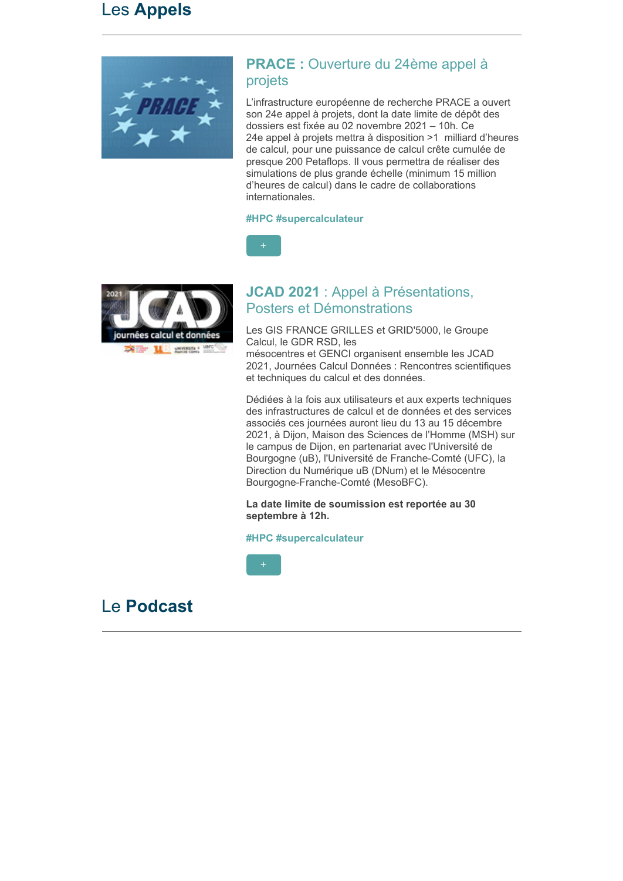## Les **Appels**

---

### **PRACE :** Ouverture du 24ème appel à projets

L'infrastructure européenne de recherche PRACE a ouvert son 24e appel à projets, dont la date limite de dépôt des dossiers est fixée au 02 novembre 2021 – 10h. Ce 24e appel à projets mettra à disposition >1 milliard d'heures de calcul, pour une puissance de calcul crête cumulée de presque 200 Petaflops. Il vous permettra de réaliser des simulations de plus grande échelle (minimum 15 million d'heures de calcul) dans le cadre de collaborations internationales.

**#HPC #supercalculateur**

+

### **JCAD 2021** : Appel à Présentations, Posters et Démonstrations

Les GIS FRANCE GRILLES et GRID'5000, le Groupe Calcul, le GDR RSD, les mésocentres et GENCI organisent ensemble les JCAD 2021, Journées Calcul Données : Rencontres scientifiques et techniques du calcul et des données.

Dédiées à la fois aux utilisateurs et aux experts techniques des infrastructures de calcul et de données et des services associés ces journées auront lieu du 13 au 15 décembre 2021, à Dijon, Maison des Sciences de l'Homme (MSH) sur le campus de Dijon, en partenariat avec l'Université de Bourgogne (uB), l'Université de Franche-Comté (UFC), la Direction du Numérique uB (DNum) et le Mésocentre Bourgogne-Franche-Comté (MesoBFC).

**La date limite de soumission est reportée au 30 septembre à 12h.**

**#HPC #supercalculateur**

+

## Le **Podcast**

---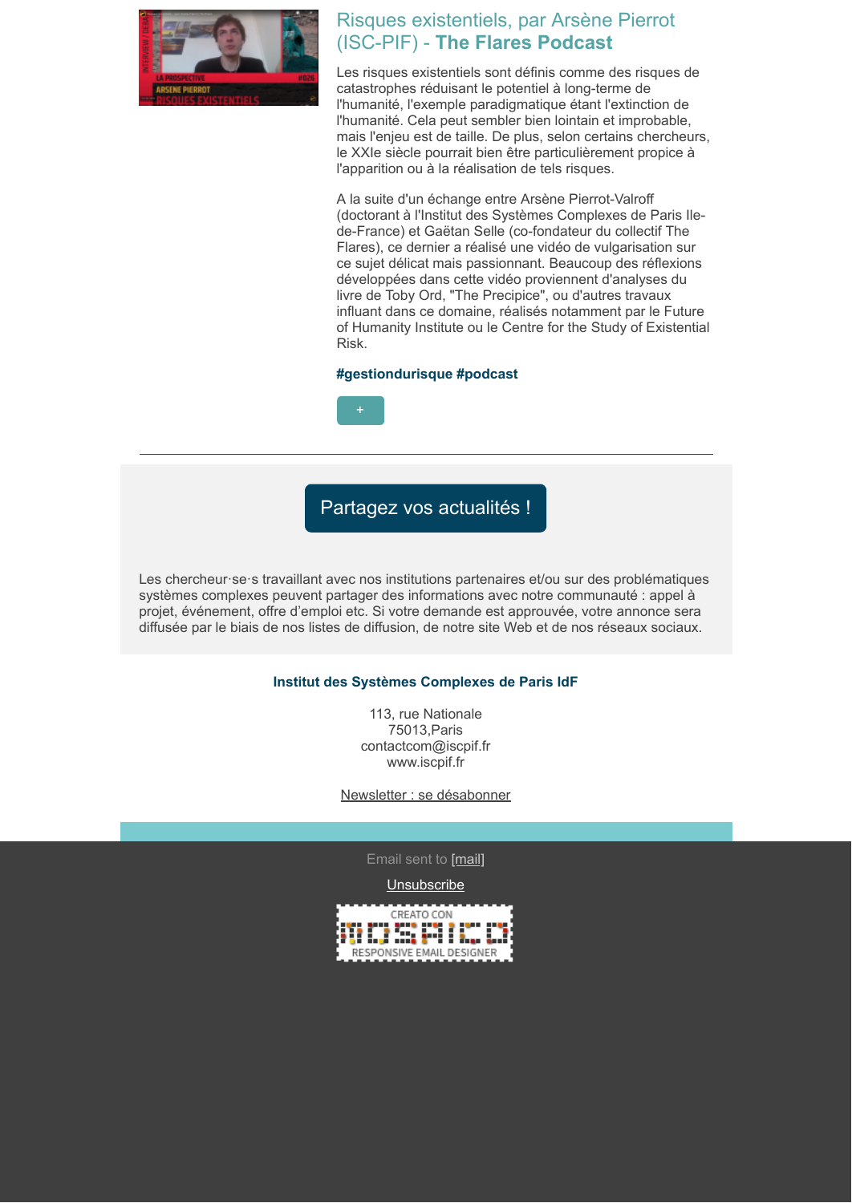## Risques existentiels, par Arsène Pierrot (ISC-PIF) - **The Flares Podcast**

Les risques existentiels sont définis comme des risques de catastrophes réduisant le potentiel à long-terme de l'humanité, l'exemple paradigmatique étant l'extinction de l'humanité. Cela peut sembler bien lointain et improbable, mais l'enjeu est de taille. De plus, selon certains chercheurs, le XXIe siècle pourrait bien être particulièrement propice à l'apparition ou à la réalisation de tels risques.

A la suite d'un échange entre Arsène Pierrot-Valroff (doctorant à l'Institut des Systèmes Complexes de Paris Ile-de-France) et Gaëtan Selle (co-fondateur du collectif The Flares), ce dernier a réalisé une vidéo de vulgarisation sur ce sujet délicat mais passionnant. Beaucoup des réflexions développées dans cette vidéo proviennent d'analyses du livre de Toby Ord, "The Precipice", ou d'autres travaux influant dans ce domaine, réalisés notamment par le Future of Humanity Institute ou le Centre for the Study of Existential Risk.

**#gestiondurisque #podcast**

+

---

Partagez vos actualités !

Les chercheur·se·s travaillant avec nos institutions partenaires et/ou sur des problématiques systèmes complexes peuvent partager des informations avec notre communauté : appel à projet, événement, offre d'emploi etc. Si votre demande est approuvée, votre annonce sera diffusée par le biais de nos listes de diffusion, de notre site Web et de nos réseaux sociaux.

**Institut des Systèmes Complexes de Paris IdF**

113, rue Nationale
75013,Paris
contactcom@iscpif.fr
www.iscpif.fr

Newsletter : se désabonner

Email sent to [mail]

Unsubscribe

CREATO CON MOSAICO RESPONSIVE EMAIL DESIGNER